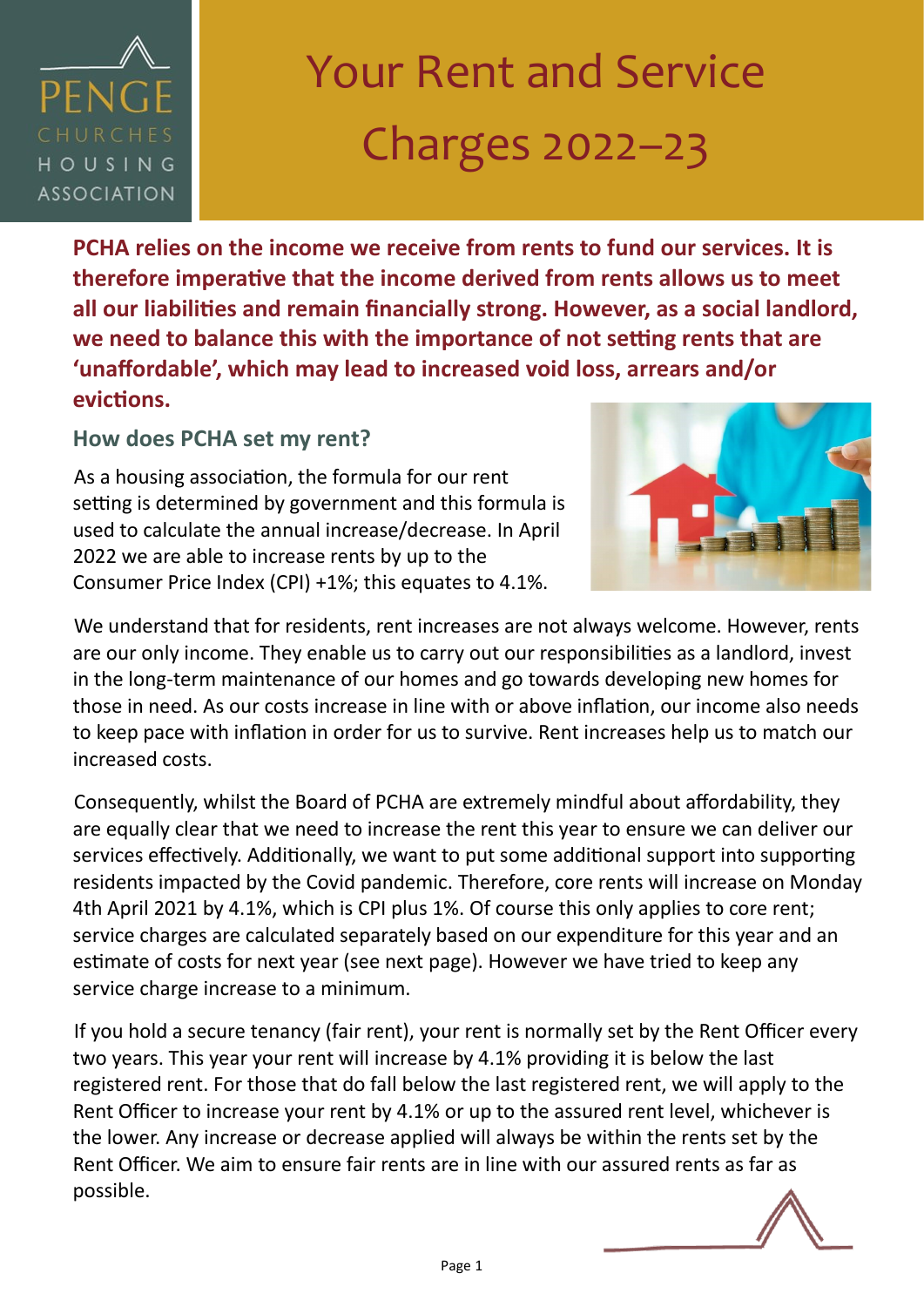PENGE CHURCHES HOUSING ASSOCIATION

# Your Rent and Service Charges 2022–23

**PCHA relies on the income we receive from rents to fund our services. It is therefore imperative that the income derived from rents allows us to meet all our liabilities and remain financially strong. However, as a social landlord, we need to balance this with the importance of not setting rents that are 'unaffordable', which may lead to increased void loss, arrears and/or evictions.**

## How does PCHA set my rent?

As a housing association, the formula for our rent setting is determined by government and this formula is used to calculate the annual increase/decrease. In April 2022 we are able to increase rents by up to the Consumer Price Index (CPI) +1%; this equates to 4.1%.

We understand that for residents, rent increases are not always welcome. However, rents are our only income. They enable us to carry out our responsibilities as a landlord, invest in the long-term maintenance of our homes and go towards developing new homes for those in need. As our costs increase in line with or above inflation, our income also needs to keep pace with inflation in order for us to survive. Rent increases help us to match our increased costs.

Consequently, whilst the Board of PCHA are extremely mindful about affordability, they are equally clear that we need to increase the rent this year to ensure we can deliver our services effectively. Additionally, we want to put some additional support into supporting residents impacted by the Covid pandemic. Therefore, core rents will increase on Monday 4th April 2021 by 4.1%, which is CPI plus 1%. Of course this only applies to core rent; service charges are calculated separately based on our expenditure for this year and an estimate of costs for next year (see next page). However we have tried to keep any service charge increase to a minimum.

If you hold a secure tenancy (fair rent), your rent is normally set by the Rent Officer every two years. This year your rent will increase by 4.1% providing it is below the last registered rent. For those that do fall below the last registered rent, we will apply to the Rent Officer to increase your rent by 4.1% or up to the assured rent level, whichever is the lower. Any increase or decrease applied will always be within the rents set by the Rent Officer. We aim to ensure fair rents are in line with our assured rents as far as possible.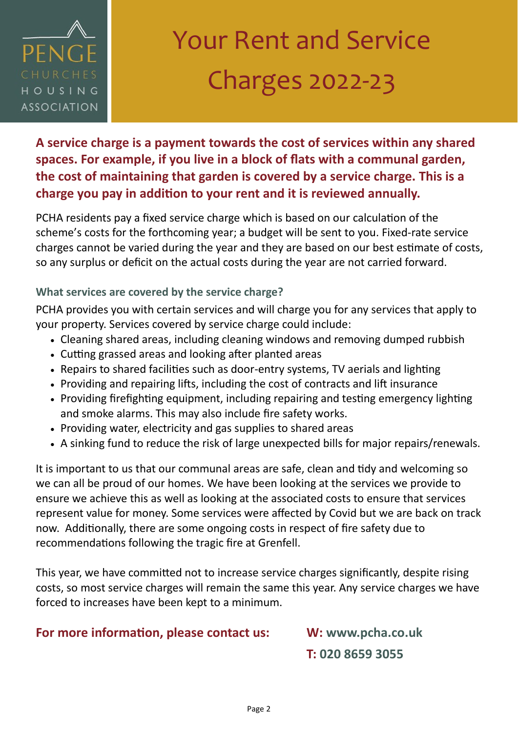PENGE CHURCHES HOUSING ASSOCIATION

# Your Rent and Service Charges 2022-23

**A service charge is a payment towards the cost of services within any shared spaces. For example, if you live in a block of flats with a communal garden, the cost of maintaining that garden is covered by a service charge. This is a charge you pay in addition to your rent and it is reviewed annually.**

PCHA residents pay a fixed service charge which is based on our calculation of the scheme's costs for the forthcoming year; a budget will be sent to you. Fixed-rate service charges cannot be varied during the year and they are based on our best estimate of costs, so any surplus or deficit on the actual costs during the year are not carried forward.

### What services are covered by the service charge?

PCHA provides you with certain services and will charge you for any services that apply to your property. Services covered by service charge could include:

- Cleaning shared areas, including cleaning windows and removing dumped rubbish
- Cutting grassed areas and looking after planted areas
- Repairs to shared facilities such as door-entry systems, TV aerials and lighting
- Providing and repairing lifts, including the cost of contracts and lift insurance
- Providing firefighting equipment, including repairing and testing emergency lighting and smoke alarms. This may also include fire safety works.
- Providing water, electricity and gas supplies to shared areas
- A sinking fund to reduce the risk of large unexpected bills for major repairs/renewals.

It is important to us that our communal areas are safe, clean and tidy and welcoming so we can all be proud of our homes. We have been looking at the services we provide to ensure we achieve this as well as looking at the associated costs to ensure that services represent value for money. Some services were affected by Covid but we are back on track now. Additionally, there are some ongoing costs in respect of fire safety due to recommendations following the tragic fire at Grenfell.

This year, we have committed not to increase service charges significantly, despite rising costs, so most service charges will remain the same this year. Any service charges we have forced to increases have been kept to a minimum.

**For more information, please contact us:**

**W: www.pcha.co.uk**
**T: 020 8659 3055**